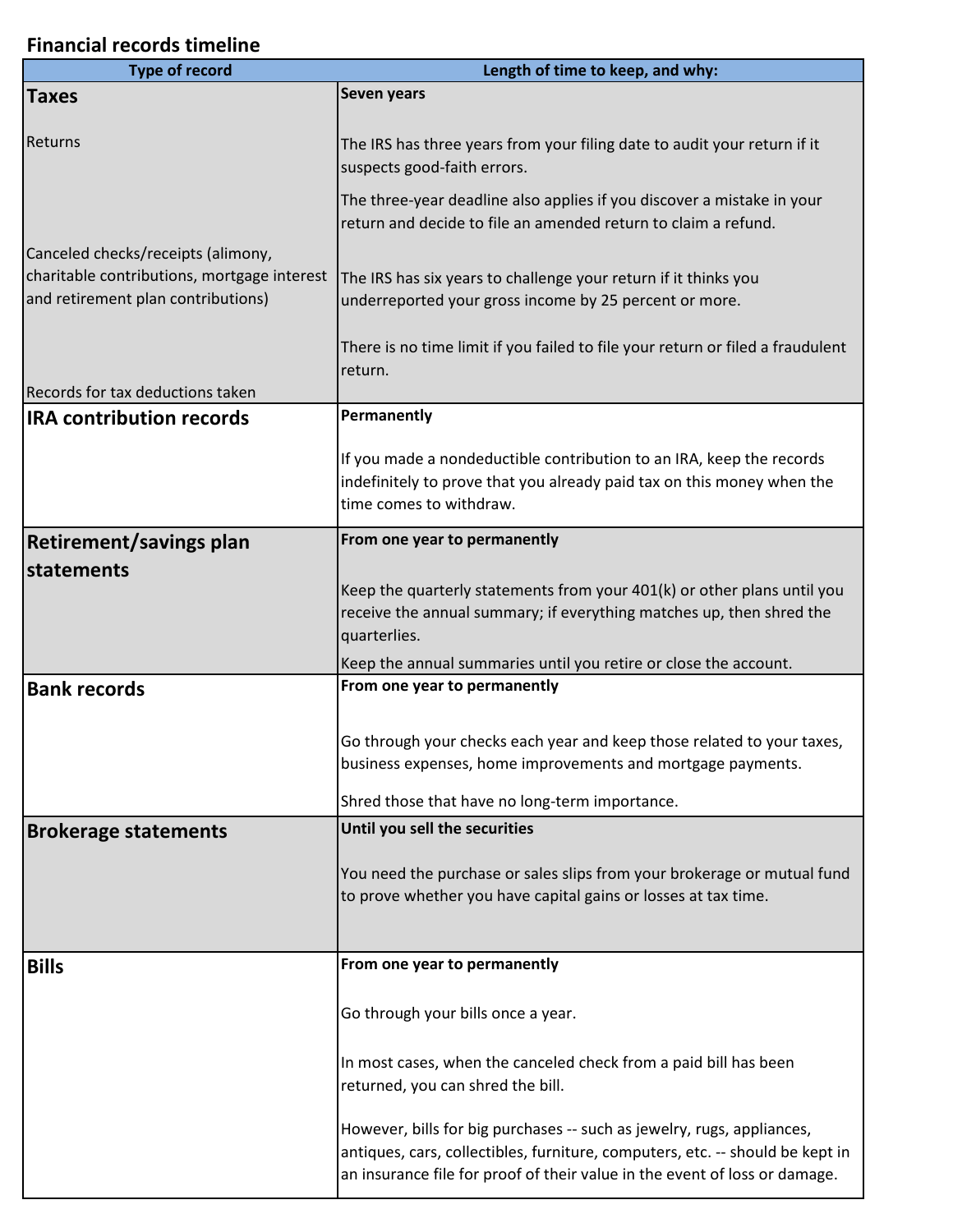## Financial records timeline

| Type of record | Length of time to keep, and why: |
| --- | --- |
| **Taxes**<br><br>Returns<br><br>Canceled checks/receipts (alimony, charitable contributions, mortgage interest and retirement plan contributions)<br><br>Records for tax deductions taken | **Seven years**<br><br>The IRS has three years from your filing date to audit your return if it suspects good-faith errors.<br><br>The three-year deadline also applies if you discover a mistake in your return and decide to file an amended return to claim a refund.<br><br>The IRS has six years to challenge your return if it thinks you underreported your gross income by 25 percent or more.<br><br>There is no time limit if you failed to file your return or filed a fraudulent return. |
| **IRA contribution records** | **Permanently**<br><br>If you made a nondeductible contribution to an IRA, keep the records indefinitely to prove that you already paid tax on this money when the time comes to withdraw. |
| **Retirement/savings plan statements** | **From one year to permanently**<br><br>Keep the quarterly statements from your 401(k) or other plans until you receive the annual summary; if everything matches up, then shred the quarterlies.<br><br>Keep the annual summaries until you retire or close the account. |
| **Bank records** | **From one year to permanently**<br><br>Go through your checks each year and keep those related to your taxes, business expenses, home improvements and mortgage payments.<br><br>Shred those that have no long-term importance. |
| **Brokerage statements** | **Until you sell the securities**<br><br>You need the purchase or sales slips from your brokerage or mutual fund to prove whether you have capital gains or losses at tax time. |
| **Bills** | **From one year to permanently**<br><br>Go through your bills once a year.<br><br>In most cases, when the canceled check from a paid bill has been returned, you can shred the bill.<br><br>However, bills for big purchases -- such as jewelry, rugs, appliances, antiques, cars, collectibles, furniture, computers, etc. -- should be kept in an insurance file for proof of their value in the event of loss or damage. |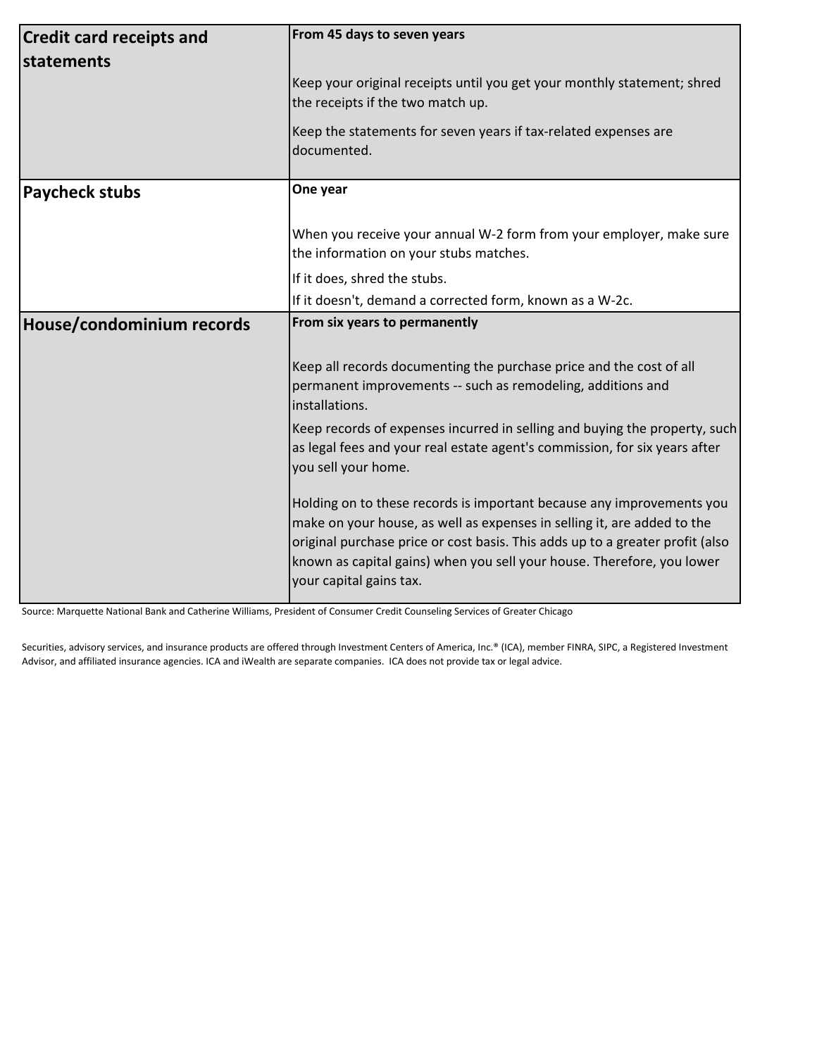| | |
|---|---|
| **Credit card receipts and statements** | **From 45 days to seven years**<br><br>Keep your original receipts until you get your monthly statement; shred the receipts if the two match up.<br><br>Keep the statements for seven years if tax-related expenses are documented. |
| **Paycheck stubs** | **One year**<br><br>When you receive your annual W-2 form from your employer, make sure the information on your stubs matches.<br><br>If it does, shred the stubs.<br><br>If it doesn't, demand a corrected form, known as a W-2c. |
| **House/condominium records** | **From six years to permanently**<br><br>Keep all records documenting the purchase price and the cost of all permanent improvements -- such as remodeling, additions and installations.<br><br>Keep records of expenses incurred in selling and buying the property, such as legal fees and your real estate agent's commission, for six years after you sell your home.<br><br>Holding on to these records is important because any improvements you make on your house, as well as expenses in selling it, are added to the original purchase price or cost basis. This adds up to a greater profit (also known as capital gains) when you sell your house. Therefore, you lower your capital gains tax. |

Source: Marquette National Bank and Catherine Williams, President of Consumer Credit Counseling Services of Greater Chicago

Securities, advisory services, and insurance products are offered through Investment Centers of America, Inc.® (ICA), member FINRA, SIPC, a Registered Investment Advisor, and affiliated insurance agencies. ICA and iWealth are separate companies. ICA does not provide tax or legal advice.